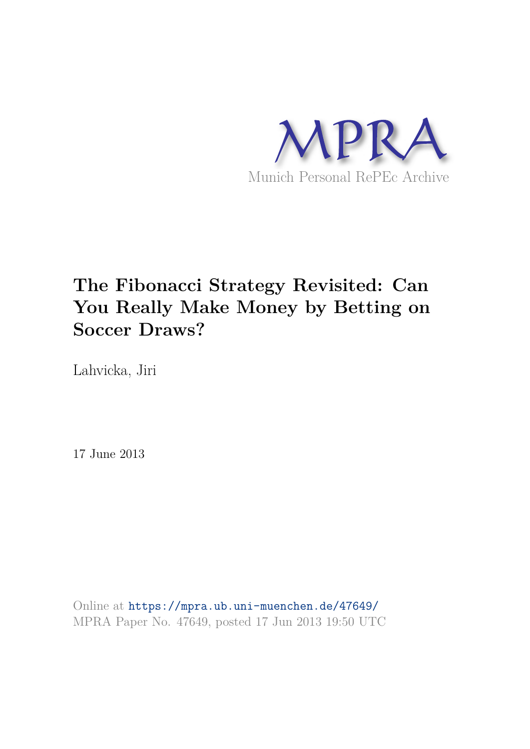MPRA

Munich Personal RePEc Archive

# The Fibonacci Strategy Revisited: Can You Really Make Money by Betting on Soccer Draws?

Lahvicka, Jiri

17 June 2013

Online at https://mpra.ub.uni-muenchen.de/47649/
MPRA Paper No. 47649, posted 17 Jun 2013 19:50 UTC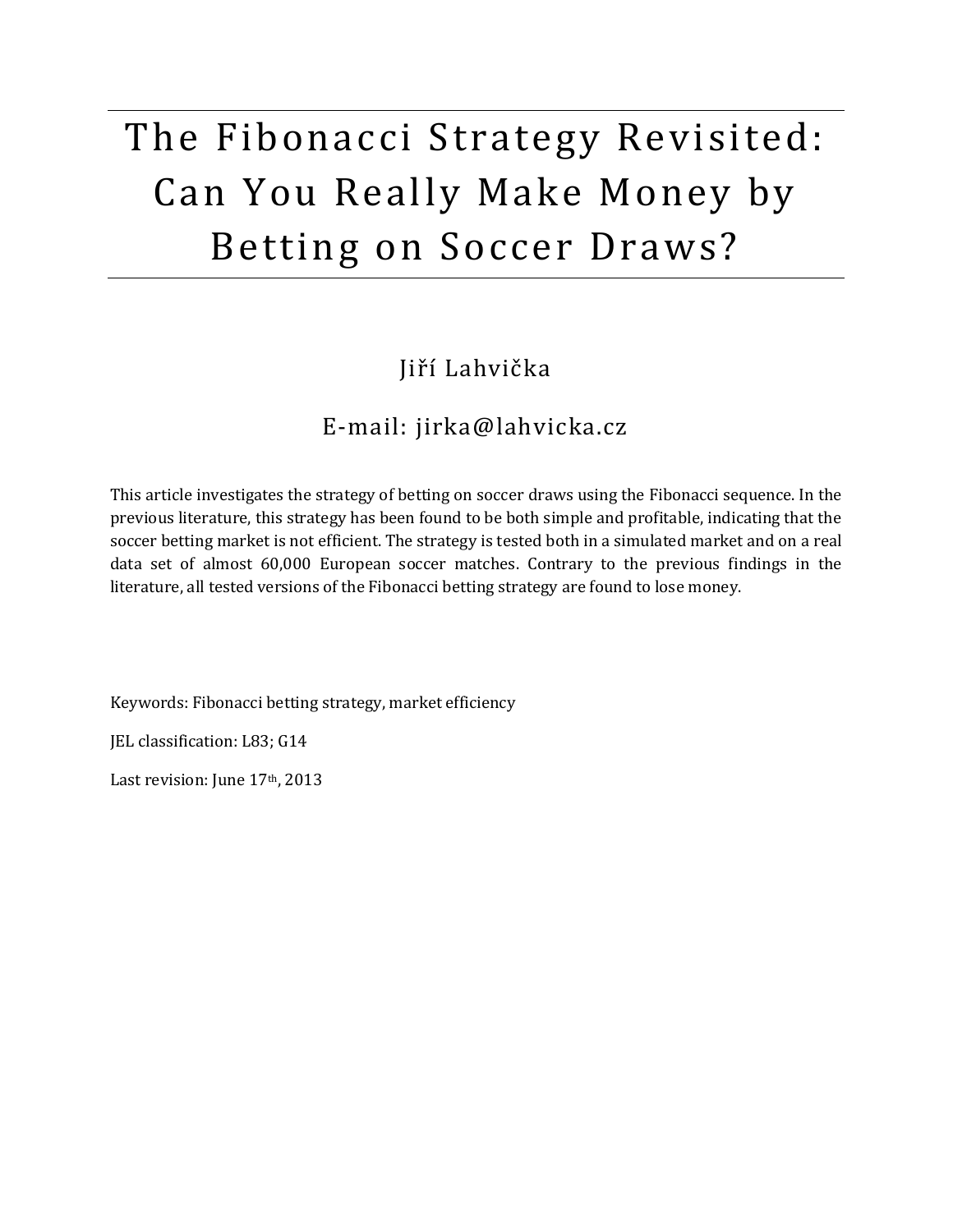# The Fibonacci Strategy Revisited: Can You Really Make Money by Betting on Soccer Draws?

Jiří Lahvička

E-mail: jirka@lahvicka.cz

This article investigates the strategy of betting on soccer draws using the Fibonacci sequence. In the previous literature, this strategy has been found to be both simple and profitable, indicating that the soccer betting market is not efficient. The strategy is tested both in a simulated market and on a real data set of almost 60,000 European soccer matches. Contrary to the previous findings in the literature, all tested versions of the Fibonacci betting strategy are found to lose money.

Keywords: Fibonacci betting strategy, market efficiency

JEL classification: L83; G14

Last revision: June 17th, 2013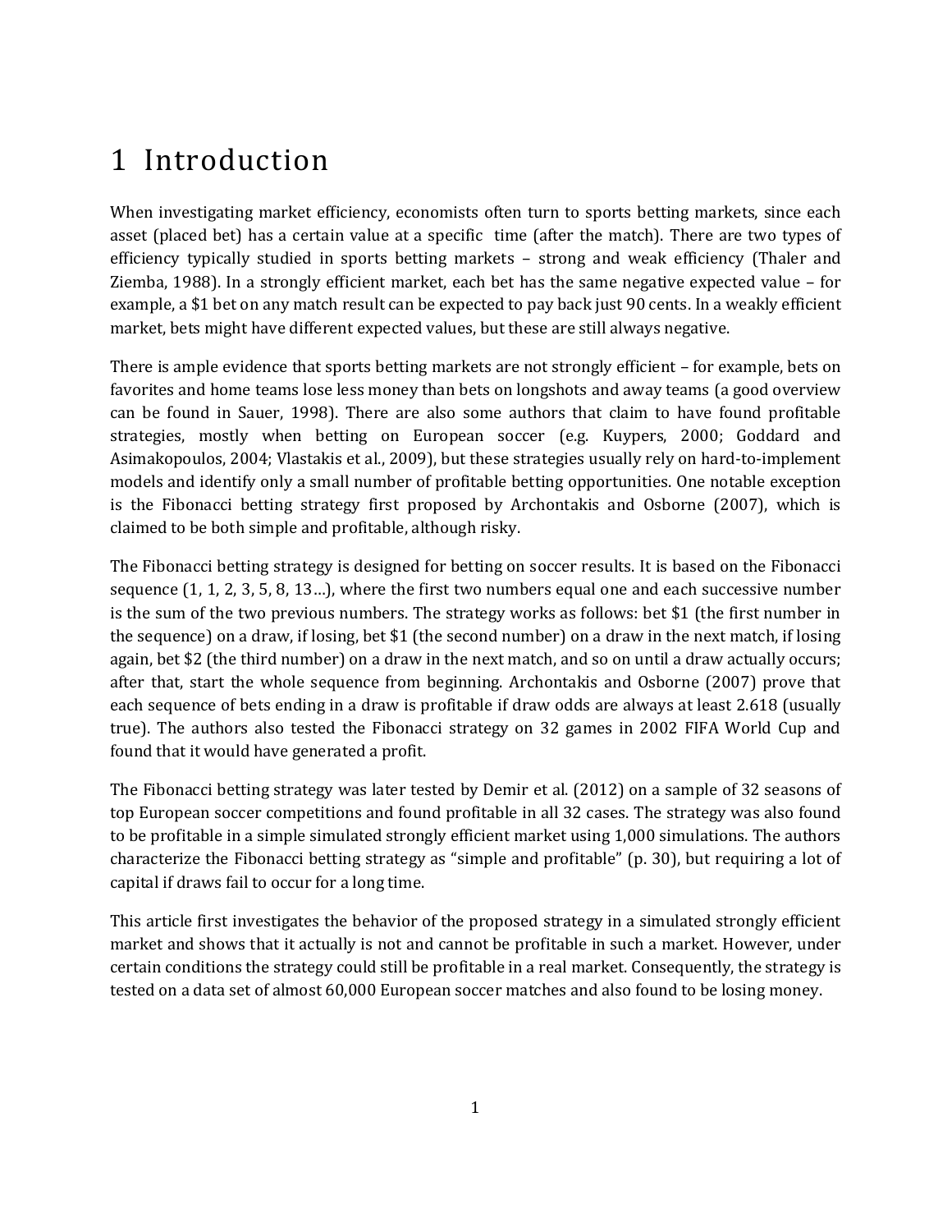# 1 Introduction

When investigating market efficiency, economists often turn to sports betting markets, since each asset (placed bet) has a certain value at a specific time (after the match). There are two types of efficiency typically studied in sports betting markets – strong and weak efficiency (Thaler and Ziemba, 1988). In a strongly efficient market, each bet has the same negative expected value – for example, a $1 bet on any match result can be expected to pay back just 90 cents. In a weakly efficient market, bets might have different expected values, but these are still always negative.

There is ample evidence that sports betting markets are not strongly efficient – for example, bets on favorites and home teams lose less money than bets on longshots and away teams (a good overview can be found in Sauer, 1998). There are also some authors that claim to have found profitable strategies, mostly when betting on European soccer (e.g. Kuypers, 2000; Goddard and Asimakopoulos, 2004; Vlastakis et al., 2009), but these strategies usually rely on hard-to-implement models and identify only a small number of profitable betting opportunities. One notable exception is the Fibonacci betting strategy first proposed by Archontakis and Osborne (2007), which is claimed to be both simple and profitable, although risky.

The Fibonacci betting strategy is designed for betting on soccer results. It is based on the Fibonacci sequence (1, 1, 2, 3, 5, 8, 13…), where the first two numbers equal one and each successive number is the sum of the two previous numbers. The strategy works as follows: bet $1 (the first number in the sequence) on a draw, if losing, bet $1 (the second number) on a draw in the next match, if losing again, bet $2 (the third number) on a draw in the next match, and so on until a draw actually occurs; after that, start the whole sequence from beginning. Archontakis and Osborne (2007) prove that each sequence of bets ending in a draw is profitable if draw odds are always at least 2.618 (usually true). The authors also tested the Fibonacci strategy on 32 games in 2002 FIFA World Cup and found that it would have generated a profit.

The Fibonacci betting strategy was later tested by Demir et al. (2012) on a sample of 32 seasons of top European soccer competitions and found profitable in all 32 cases. The strategy was also found to be profitable in a simple simulated strongly efficient market using 1,000 simulations. The authors characterize the Fibonacci betting strategy as "simple and profitable" (p. 30), but requiring a lot of capital if draws fail to occur for a long time.

This article first investigates the behavior of the proposed strategy in a simulated strongly efficient market and shows that it actually is not and cannot be profitable in such a market. However, under certain conditions the strategy could still be profitable in a real market. Consequently, the strategy is tested on a data set of almost 60,000 European soccer matches and also found to be losing money.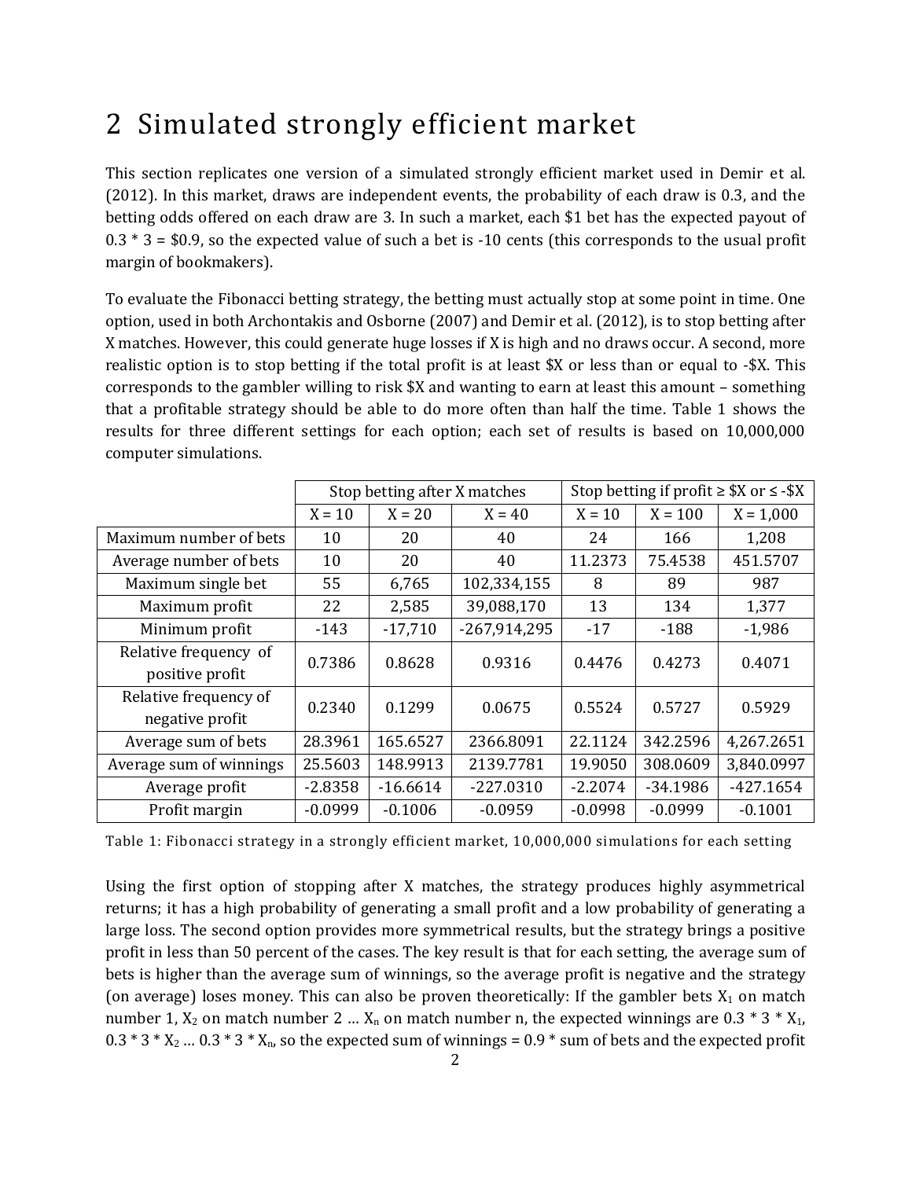# 2 Simulated strongly efficient market

This section replicates one version of a simulated strongly efficient market used in Demir et al. (2012). In this market, draws are independent events, the probability of each draw is 0.3, and the betting odds offered on each draw are 3. In such a market, each $1 bet has the expected payout of 0.3 * 3 = $0.9, so the expected value of such a bet is -10 cents (this corresponds to the usual profit margin of bookmakers).

To evaluate the Fibonacci betting strategy, the betting must actually stop at some point in time. One option, used in both Archontakis and Osborne (2007) and Demir et al. (2012), is to stop betting after X matches. However, this could generate huge losses if X is high and no draws occur. A second, more realistic option is to stop betting if the total profit is at least $X or less than or equal to -$X. This corresponds to the gambler willing to risk $X and wanting to earn at least this amount – something that a profitable strategy should be able to do more often than half the time. Table 1 shows the results for three different settings for each option; each set of results is based on 10,000,000 computer simulations.

| | Stop betting after X matches | | | Stop betting if profit ≥ $X or ≤ -$X | | |
|---|---|---|---|---|---|---|
| | X = 10 | X = 20 | X = 40 | X = 10 | X = 100 | X = 1,000 |
| Maximum number of bets | 10 | 20 | 40 | 24 | 166 | 1,208 |
| Average number of bets | 10 | 20 | 40 | 11.2373 | 75.4538 | 451.5707 |
| Maximum single bet | 55 | 6,765 | 102,334,155 | 8 | 89 | 987 |
| Maximum profit | 22 | 2,585 | 39,088,170 | 13 | 134 | 1,377 |
| Minimum profit | -143 | -17,710 | -267,914,295 | -17 | -188 | -1,986 |
| Relative frequency of positive profit | 0.7386 | 0.8628 | 0.9316 | 0.4476 | 0.4273 | 0.4071 |
| Relative frequency of negative profit | 0.2340 | 0.1299 | 0.0675 | 0.5524 | 0.5727 | 0.5929 |
| Average sum of bets | 28.3961 | 165.6527 | 2366.8091 | 22.1124 | 342.2596 | 4,267.2651 |
| Average sum of winnings | 25.5603 | 148.9913 | 2139.7781 | 19.9050 | 308.0609 | 3,840.0997 |
| Average profit | -2.8358 | -16.6614 | -227.0310 | -2.2074 | -34.1986 | -427.1654 |
| Profit margin | -0.0999 | -0.1006 | -0.0959 | -0.0998 | -0.0999 | -0.1001 |

Table 1: Fibonacci strategy in a strongly efficient market, 10,000,000 simulations for each setting

Using the first option of stopping after X matches, the strategy produces highly asymmetrical returns; it has a high probability of generating a small profit and a low probability of generating a large loss. The second option provides more symmetrical results, but the strategy brings a positive profit in less than 50 percent of the cases. The key result is that for each setting, the average sum of bets is higher than the average sum of winnings, so the average profit is negative and the strategy (on average) loses money. This can also be proven theoretically: If the gambler bets $X_1$ on match number 1, $X_2$ on match number 2 … $X_n$ on match number n, the expected winnings are 0.3 * 3 * $X_1$, 0.3 * 3 * $X_2$ … 0.3 * 3 * $X_n$, so the expected sum of winnings = 0.9 * sum of bets and the expected profit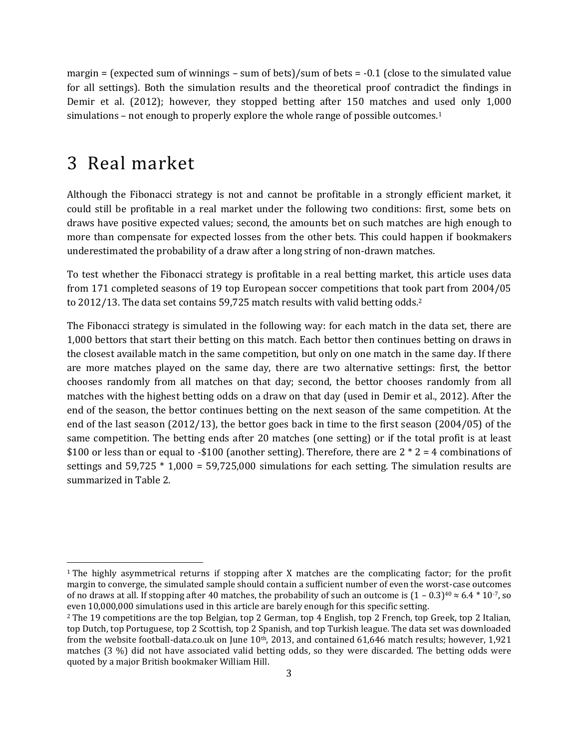margin = (expected sum of winnings – sum of bets)/sum of bets = -0.1 (close to the simulated value for all settings). Both the simulation results and the theoretical proof contradict the findings in Demir et al. (2012); however, they stopped betting after 150 matches and used only 1,000 simulations – not enough to properly explore the whole range of possible outcomes.[1]

# 3 Real market

Although the Fibonacci strategy is not and cannot be profitable in a strongly efficient market, it could still be profitable in a real market under the following two conditions: first, some bets on draws have positive expected values; second, the amounts bet on such matches are high enough to more than compensate for expected losses from the other bets. This could happen if bookmakers underestimated the probability of a draw after a long string of non-drawn matches.

To test whether the Fibonacci strategy is profitable in a real betting market, this article uses data from 171 completed seasons of 19 top European soccer competitions that took part from 2004/05 to 2012/13. The data set contains 59,725 match results with valid betting odds.[2]

The Fibonacci strategy is simulated in the following way: for each match in the data set, there are 1,000 bettors that start their betting on this match. Each bettor then continues betting on draws in the closest available match in the same competition, but only on one match in the same day. If there are more matches played on the same day, there are two alternative settings: first, the bettor chooses randomly from all matches on that day; second, the bettor chooses randomly from all matches with the highest betting odds on a draw on that day (used in Demir et al., 2012). After the end of the season, the bettor continues betting on the next season of the same competition. At the end of the last season (2012/13), the bettor goes back in time to the first season (2004/05) of the same competition. The betting ends after 20 matches (one setting) or if the total profit is at least \$100 or less than or equal to -\$100 (another setting). Therefore, there are 2 * 2 = 4 combinations of settings and 59,725 * 1,000 = 59,725,000 simulations for each setting. The simulation results are summarized in Table 2.

---

[1] The highly asymmetrical returns if stopping after X matches are the complicating factor; for the profit margin to converge, the simulated sample should contain a sufficient number of even the worst-case outcomes of no draws at all. If stopping after 40 matches, the probability of such an outcome is $(1 - 0.3)^{40} \approx 6.4 * 10^{-7}$, so even 10,000,000 simulations used in this article are barely enough for this specific setting.

[2] The 19 competitions are the top Belgian, top 2 German, top 4 English, top 2 French, top Greek, top 2 Italian, top Dutch, top Portuguese, top 2 Scottish, top 2 Spanish, and top Turkish league. The data set was downloaded from the website football-data.co.uk on June 10th, 2013, and contained 61,646 match results; however, 1,921 matches (3 %) did not have associated valid betting odds, so they were discarded. The betting odds were quoted by a major British bookmaker William Hill.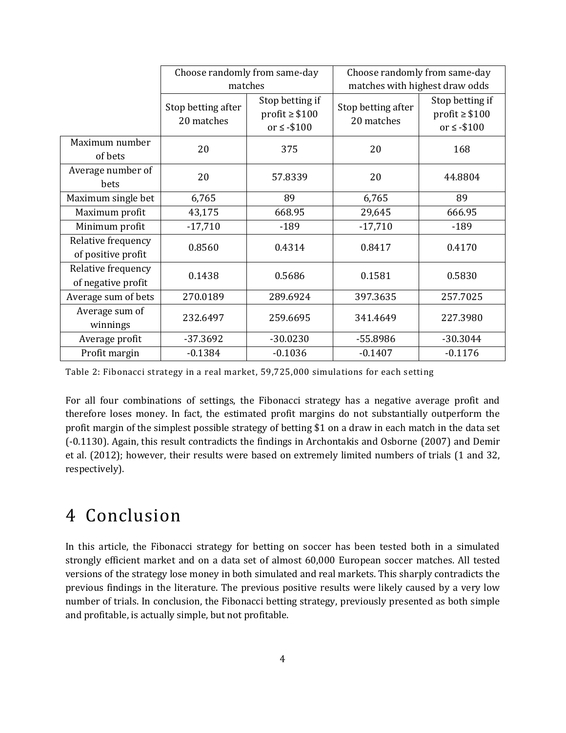| | Choose randomly from same-day matches | | Choose randomly from same-day matches with highest draw odds | |
|---|---|---|---|---|
| | Stop betting after 20 matches | Stop betting if profit ≥ \$100 or ≤ -\$100 | Stop betting after 20 matches | Stop betting if profit ≥ \$100 or ≤ -\$100 |
| Maximum number of bets | 20 | 375 | 20 | 168 |
| Average number of bets | 20 | 57.8339 | 20 | 44.8804 |
| Maximum single bet | 6,765 | 89 | 6,765 | 89 |
| Maximum profit | 43,175 | 668.95 | 29,645 | 666.95 |
| Minimum profit | -17,710 | -189 | -17,710 | -189 |
| Relative frequency of positive profit | 0.8560 | 0.4314 | 0.8417 | 0.4170 |
| Relative frequency of negative profit | 0.1438 | 0.5686 | 0.1581 | 0.5830 |
| Average sum of bets | 270.0189 | 289.6924 | 397.3635 | 257.7025 |
| Average sum of winnings | 232.6497 | 259.6695 | 341.4649 | 227.3980 |
| Average profit | -37.3692 | -30.0230 | -55.8986 | -30.3044 |
| Profit margin | -0.1384 | -0.1036 | -0.1407 | -0.1176 |

Table 2: Fibonacci strategy in a real market, 59,725,000 simulations for each setting

For all four combinations of settings, the Fibonacci strategy has a negative average profit and therefore loses money. In fact, the estimated profit margins do not substantially outperform the profit margin of the simplest possible strategy of betting \$1 on a draw in each match in the data set (-0.1130). Again, this result contradicts the findings in Archontakis and Osborne (2007) and Demir et al. (2012); however, their results were based on extremely limited numbers of trials (1 and 32, respectively).

# 4 Conclusion

In this article, the Fibonacci strategy for betting on soccer has been tested both in a simulated strongly efficient market and on a data set of almost 60,000 European soccer matches. All tested versions of the strategy lose money in both simulated and real markets. This sharply contradicts the previous findings in the literature. The previous positive results were likely caused by a very low number of trials. In conclusion, the Fibonacci betting strategy, previously presented as both simple and profitable, is actually simple, but not profitable.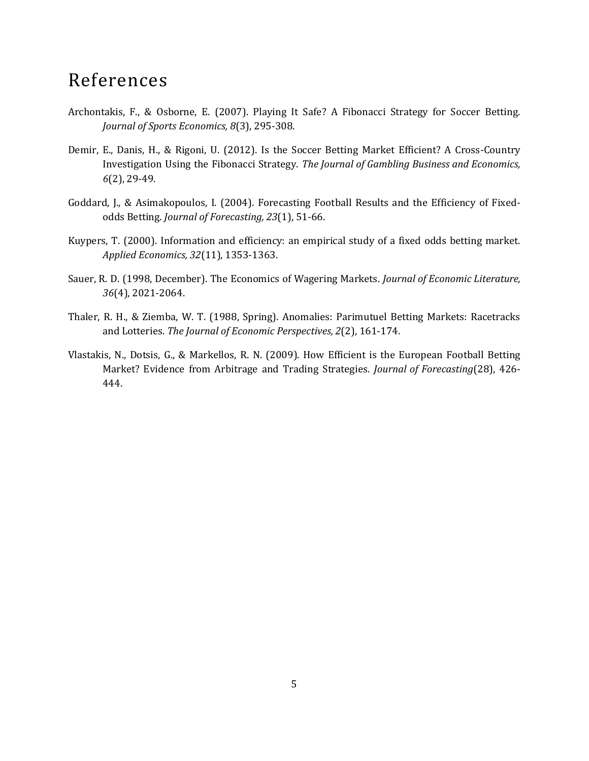# References

Archontakis, F., & Osborne, E. (2007). Playing It Safe? A Fibonacci Strategy for Soccer Betting. *Journal of Sports Economics, 8*(3), 295-308.

Demir, E., Danis, H., & Rigoni, U. (2012). Is the Soccer Betting Market Efficient? A Cross-Country Investigation Using the Fibonacci Strategy. *The Journal of Gambling Business and Economics, 6*(2), 29-49.

Goddard, J., & Asimakopoulos, I. (2004). Forecasting Football Results and the Efficiency of Fixed-odds Betting. *Journal of Forecasting, 23*(1), 51-66.

Kuypers, T. (2000). Information and efficiency: an empirical study of a fixed odds betting market. *Applied Economics, 32*(11), 1353-1363.

Sauer, R. D. (1998, December). The Economics of Wagering Markets. *Journal of Economic Literature, 36*(4), 2021-2064.

Thaler, R. H., & Ziemba, W. T. (1988, Spring). Anomalies: Parimutuel Betting Markets: Racetracks and Lotteries. *The Journal of Economic Perspectives, 2*(2), 161-174.

Vlastakis, N., Dotsis, G., & Markellos, R. N. (2009). How Efficient is the European Football Betting Market? Evidence from Arbitrage and Trading Strategies. *Journal of Forecasting*(28), 426-444.